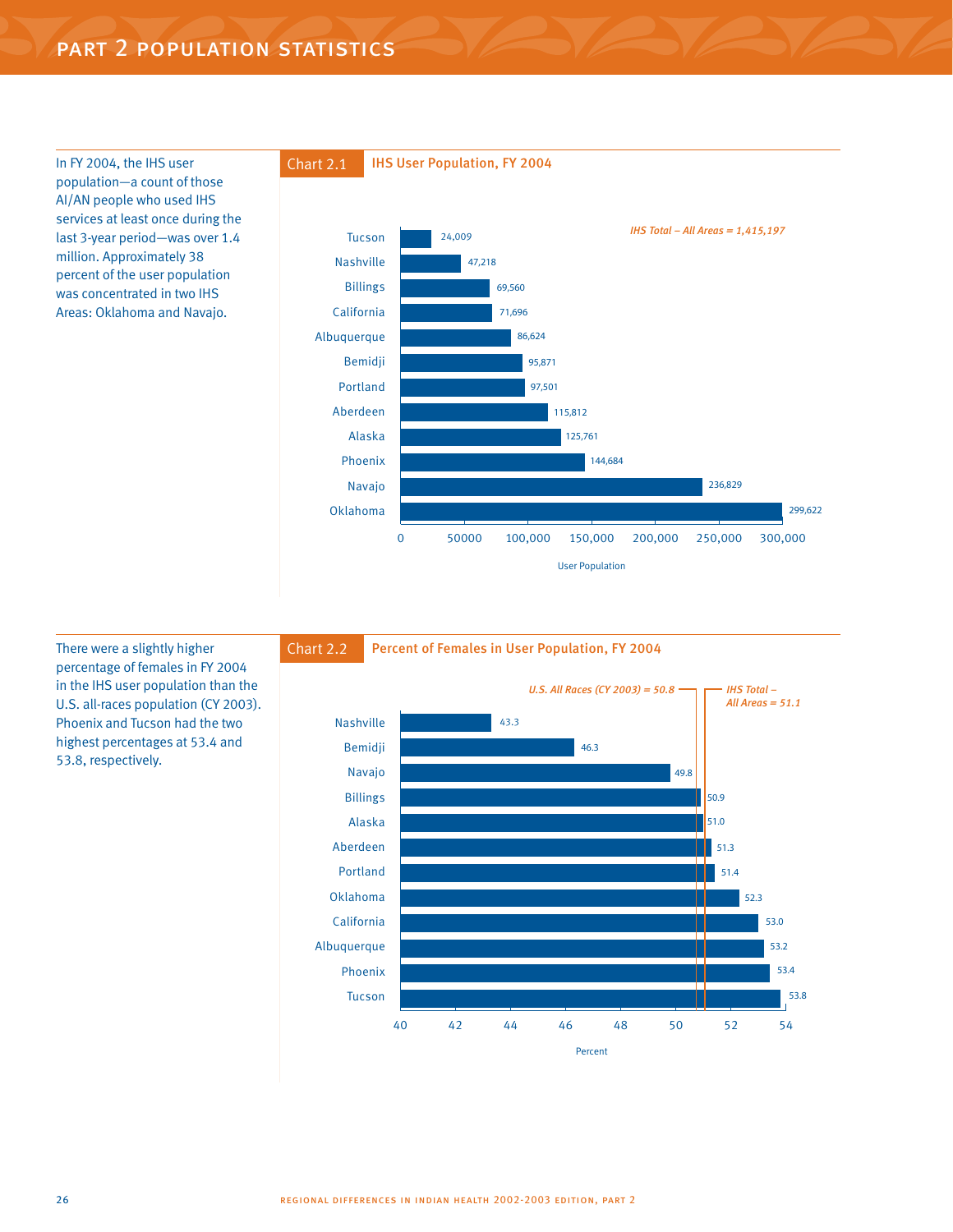# Part 2 Population Statistics

In FY 2004, the IHS user population—a count of those AI/AN people who used IHS services at least once during the last 3-year period—was over 1.4 million. Approximately 38 percent of the user population was concentrated in two IHS Areas: Oklahoma and Navajo.

**Chart 2.1 IHS User Population, FY 2004**

IHS Total – All Areas = 1,415,197

Tucson 24,009
Nashville 47,218
Billings 69,560
California 71,696
Albuquerque 86,624
Bemidji 95,871
Portland 97,501
Aberdeen 115,812
Alaska 125,761
Phoenix 144,684
Navajo 236,829
Oklahoma 299,622

0 50000 100,000 150,000 200,000 250,000 300,000

User Population

There were a slightly higher percentage of females in FY 2004 in the IHS user population than the U.S. all-races population (CY 2003). Phoenix and Tucson had the two highest percentages at 53.4 and 53.8, respectively.

**Chart 2.2 Percent of Females in User Population, FY 2004**

U.S. All Races (CY 2003) = 50.8

IHS Total – All Areas = 51.1

Nashville 43.3
Bemidji 46.3
Navajo 49.8
Billings 50.9
Alaska 51.0
Aberdeen 51.3
Portland 51.4
Oklahoma 52.3
California 53.0
Albuquerque 53.2
Phoenix 53.4
Tucson 53.8

40 42 44 46 48 50 52 54

Percent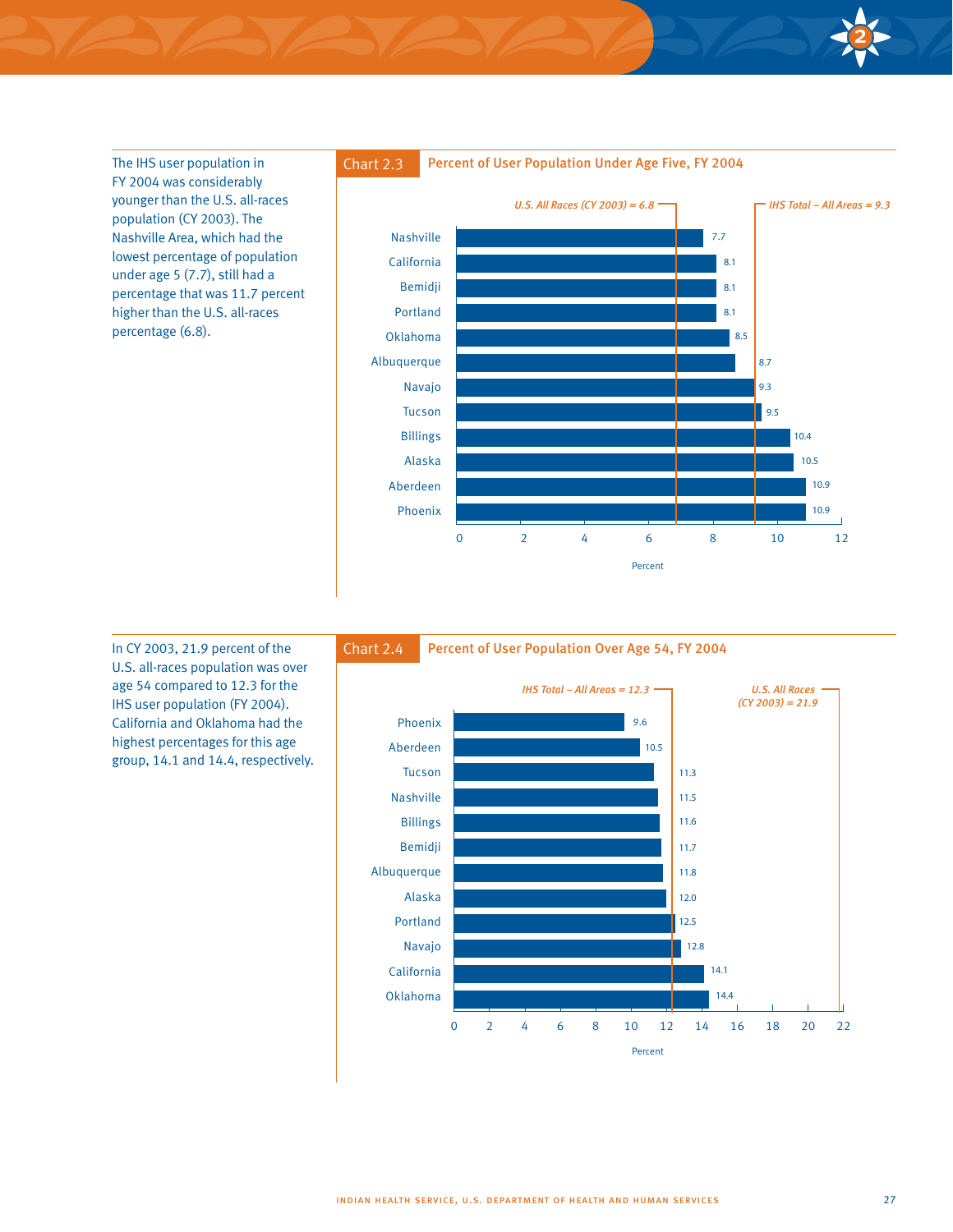The IHS user population in FY 2004 was considerably younger than the U.S. all-races population (CY 2003). The Nashville Area, which had the lowest percentage of population under age 5 (7.7), still had a percentage that was 11.7 percent higher than the U.S. all-races percentage (6.8).

## Chart 2.3 Percent of User Population Under Age Five, FY 2004

U.S. All Races (CY 2003) = 6.8

IHS Total – All Areas = 9.3

Nashville 7.7
California 8.1
Bemidji 8.1
Portland 8.1
Oklahoma 8.5
Albuquerque 8.7
Navajo 9.3
Tucson 9.5
Billings 10.4
Alaska 10.5
Aberdeen 10.9
Phoenix 10.9

0 2 4 6 8 10 12

Percent

In CY 2003, 21.9 percent of the U.S. all-races population was over age 54 compared to 12.3 for the IHS user population (FY 2004). California and Oklahoma had the highest percentages for this age group, 14.1 and 14.4, respectively.

## Chart 2.4 Percent of User Population Over Age 54, FY 2004

IHS Total – All Areas = 12.3

U.S. All Races (CY 2003) = 21.9

Phoenix 9.6
Aberdeen 10.5
Tucson 11.3
Nashville 11.5
Billings 11.6
Bemidji 11.7
Albuquerque 11.8
Alaska 12.0
Portland 12.5
Navajo 12.8
California 14.1
Oklahoma 14.4

0 2 4 6 8 10 12 14 16 18 20 22

Percent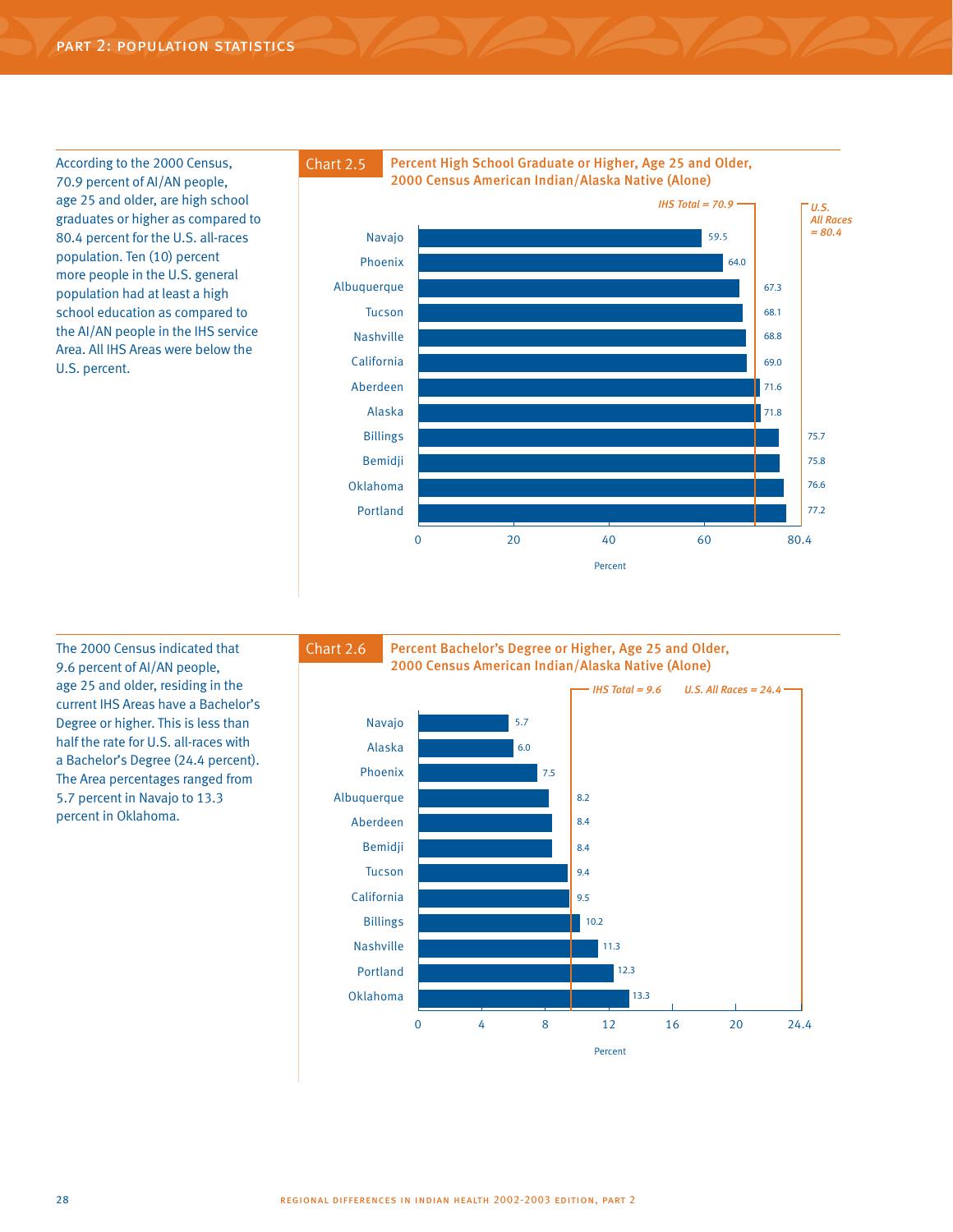According to the 2000 Census, 70.9 percent of AI/AN people, age 25 and older, are high school graduates or higher as compared to 80.4 percent for the U.S. all-races population. Ten (10) percent more people in the U.S. general population had at least a high school education as compared to the AI/AN people in the IHS service Area. All IHS Areas were below the U.S. percent.

## Chart 2.5 Percent High School Graduate or Higher, Age 25 and Older, 2000 Census American Indian/Alaska Native (Alone)

*IHS Total = 70.9*

*U.S. All Races = 80.4*

Navajo 59.5
Phoenix 64.0
Albuquerque 67.3
Tucson 68.1
Nashville 68.8
California 69.0
Aberdeen 71.6
Alaska 71.8
Billings 75.7
Bemidji 75.8
Oklahoma 76.6
Portland 77.2

0 20 40 60 80.4

Percent

The 2000 Census indicated that 9.6 percent of AI/AN people, age 25 and older, residing in the current IHS Areas have a Bachelor's Degree or higher. This is less than half the rate for U.S. all-races with a Bachelor's Degree (24.4 percent). The Area percentages ranged from 5.7 percent in Navajo to 13.3 percent in Oklahoma.

## Chart 2.6 Percent Bachelor's Degree or Higher, Age 25 and Older, 2000 Census American Indian/Alaska Native (Alone)

*IHS Total = 9.6*

*U.S. All Races = 24.4*

Navajo 5.7
Alaska 6.0
Phoenix 7.5
Albuquerque 8.2
Aberdeen 8.4
Bemidji 8.4
Tucson 9.4
California 9.5
Billings 10.2
Nashville 11.3
Portland 12.3
Oklahoma 13.3

0 4 8 12 16 20 24.4

Percent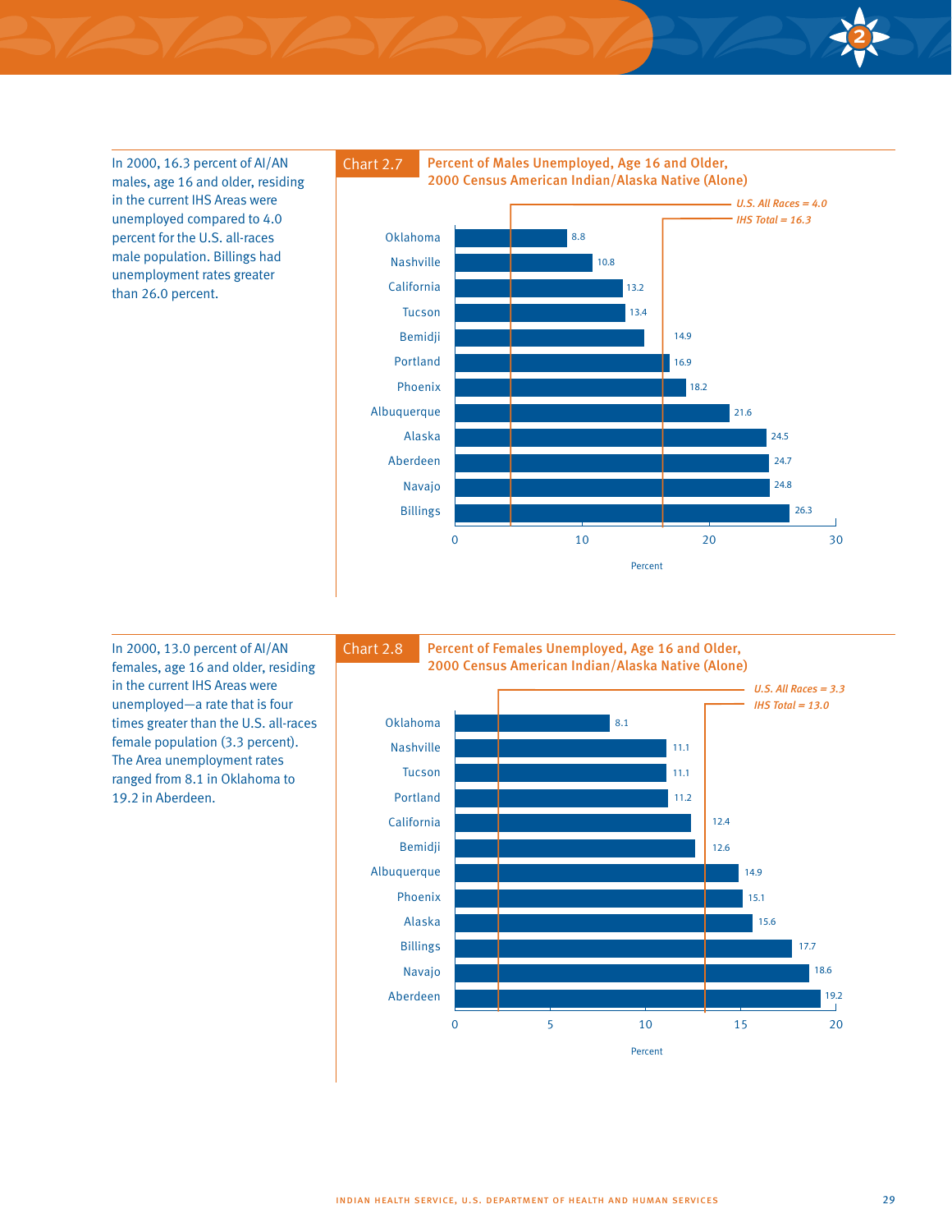In 2000, 16.3 percent of AI/AN males, age 16 and older, residing in the current IHS Areas were unemployed compared to 4.0 percent for the U.S. all-races male population. Billings had unemployment rates greater than 26.0 percent.

## Chart 2.7 Percent of Males Unemployed, Age 16 and Older, 2000 Census American Indian/Alaska Native (Alone)

*U.S. All Races = 4.0*
*IHS Total = 16.3*

Oklahoma 8.8
Nashville 10.8
California 13.2
Tucson 13.4
Bemidji 14.9
Portland 16.9
Phoenix 18.2
Albuquerque 21.6
Alaska 24.5
Aberdeen 24.7
Navajo 24.8
Billings 26.3

0 10 20 30

Percent

In 2000, 13.0 percent of AI/AN females, age 16 and older, residing in the current IHS Areas were unemployed—a rate that is four times greater than the U.S. all-races female population (3.3 percent). The Area unemployment rates ranged from 8.1 in Oklahoma to 19.2 in Aberdeen.

## Chart 2.8 Percent of Females Unemployed, Age 16 and Older, 2000 Census American Indian/Alaska Native (Alone)

*U.S. All Races = 3.3*
*IHS Total = 13.0*

Oklahoma 8.1
Nashville 11.1
Tucson 11.1
Portland 11.2
California 12.4
Bemidji 12.6
Albuquerque 14.9
Phoenix 15.1
Alaska 15.6
Billings 17.7
Navajo 18.6
Aberdeen 19.2

0 5 10 15 20

Percent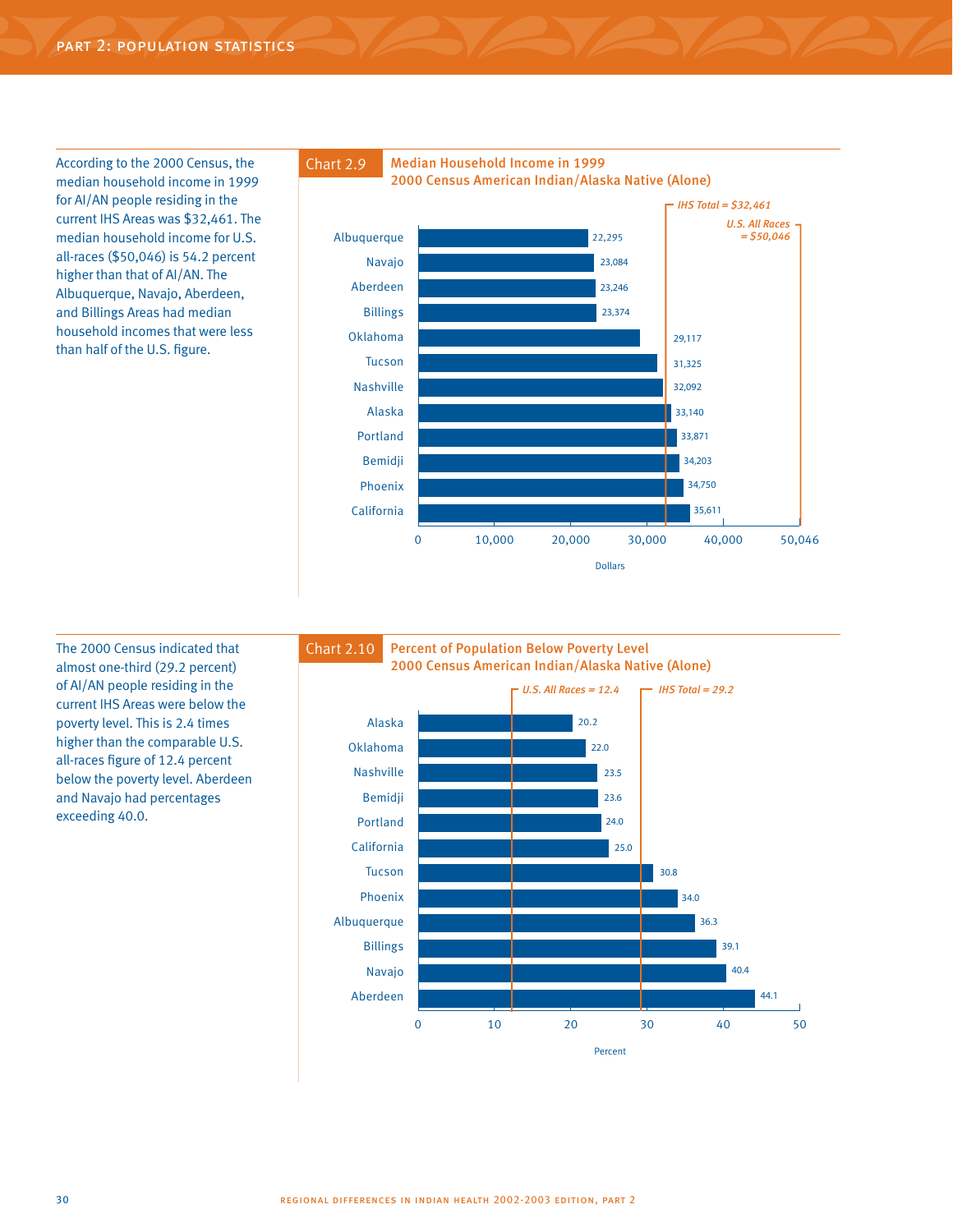According to the 2000 Census, the median household income in 1999 for AI/AN people residing in the current IHS Areas was $32,461. The median household income for U.S. all-races ($50,046) is 54.2 percent higher than that of AI/AN. The Albuquerque, Navajo, Aberdeen, and Billings Areas had median household incomes that were less than half of the U.S. figure.

## Chart 2.9 Median Household Income in 1999
### 2000 Census American Indian/Alaska Native (Alone)

IHS Total = $32,461

U.S. All Races = $50,046

Albuquerque 22,295
Navajo 23,084
Aberdeen 23,246
Billings 23,374
Oklahoma 29,117
Tucson 31,325
Nashville 32,092
Alaska 33,140
Portland 33,871
Bemidji 34,203
Phoenix 34,750
California 35,611

0 10,000 20,000 30,000 40,000 50,046

Dollars

The 2000 Census indicated that almost one-third (29.2 percent) of AI/AN people residing in the current IHS Areas were below the poverty level. This is 2.4 times higher than the comparable U.S. all-races figure of 12.4 percent below the poverty level. Aberdeen and Navajo had percentages exceeding 40.0.

## Chart 2.10 Percent of Population Below Poverty Level
### 2000 Census American Indian/Alaska Native (Alone)

U.S. All Races = 12.4

IHS Total = 29.2

Alaska 20.2
Oklahoma 22.0
Nashville 23.5
Bemidji 23.6
Portland 24.0
California 25.0
Tucson 30.8
Phoenix 34.0
Albuquerque 36.3
Billings 39.1
Navajo 40.4
Aberdeen 44.1

0 10 20 30 40 50

Percent